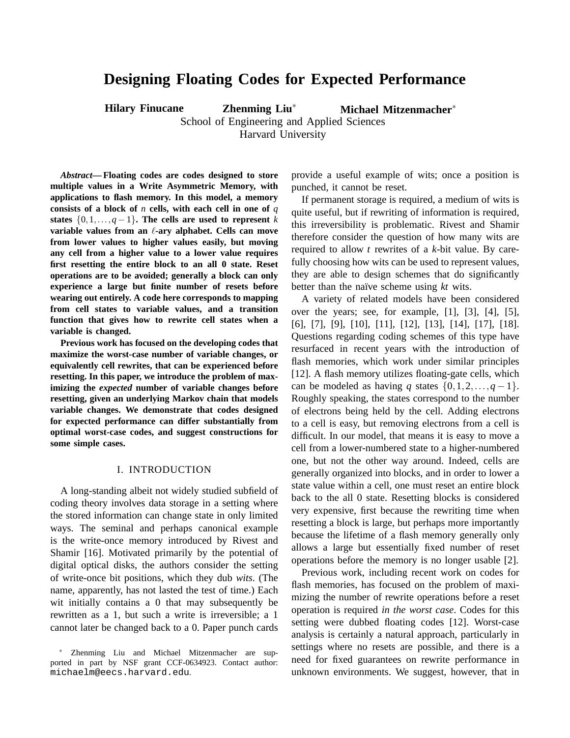# Designing Floating Codes for Expected Performance

**Hilary Finucane** **Zhenming Liu*** **Michael Mitzenmacher***

School of Engineering and Applied Sciences
Harvard University

***Abstract*— Floating codes are codes designed to store multiple values in a Write Asymmetric Memory, with applications to flash memory. In this model, a memory consists of a block of $n$ cells, with each cell in one of $q$ states $\{0,1,\ldots,q-1\}$. The cells are used to represent $k$ variable values from an $\ell$-ary alphabet. Cells can move from lower values to higher values easily, but moving any cell from a higher value to a lower value requires first resetting the entire block to an all 0 state. Reset operations are to be avoided; generally a block can only experience a large but finite number of resets before wearing out entirely. A code here corresponds to mapping from cell states to variable values, and a transition function that gives how to rewrite cell states when a variable is changed.**

**Previous work has focused on the developing codes that maximize the worst-case number of variable changes, or equivalently cell rewrites, that can be experienced before resetting. In this paper, we introduce the problem of maximizing the *expected* number of variable changes before resetting, given an underlying Markov chain that models variable changes. We demonstrate that codes designed for expected performance can differ substantially from optimal worst-case codes, and suggest constructions for some simple cases.**

## I. Introduction

A long-standing albeit not widely studied subfield of coding theory involves data storage in a setting where the stored information can change state in only limited ways. The seminal and perhaps canonical example is the write-once memory introduced by Rivest and Shamir [16]. Motivated primarily by the potential of digital optical disks, the authors consider the setting of write-once bit positions, which they dub *wits*. (The name, apparently, has not lasted the test of time.) Each wit initially contains a 0 that may subsequently be rewritten as a 1, but such a write is irreversible; a 1 cannot later be changed back to a 0. Paper punch cards provide a useful example of wits; once a position is punched, it cannot be reset.

If permanent storage is required, a medium of wits is quite useful, but if rewriting of information is required, this irreversibility is problematic. Rivest and Shamir therefore consider the question of how many wits are required to allow $t$ rewrites of a $k$-bit value. By carefully choosing how wits can be used to represent values, they are able to design schemes that do significantly better than the naïve scheme using $kt$ wits.

A variety of related models have been considered over the years; see, for example, [1], [3], [4], [5], [6], [7], [9], [10], [11], [12], [13], [14], [17], [18]. Questions regarding coding schemes of this type have resurfaced in recent years with the introduction of flash memories, which work under similar principles [12]. A flash memory utilizes floating-gate cells, which can be modeled as having $q$ states $\{0,1,2,\ldots,q-1\}$. Roughly speaking, the states correspond to the number of electrons being held by the cell. Adding electrons to a cell is easy, but removing electrons from a cell is difficult. In our model, that means it is easy to move a cell from a lower-numbered state to a higher-numbered one, but not the other way around. Indeed, cells are generally organized into blocks, and in order to lower a state value within a cell, one must reset an entire block back to the all 0 state. Resetting blocks is considered very expensive, first because the rewriting time when resetting a block is large, but perhaps more importantly because the lifetime of a flash memory generally only allows a large but essentially fixed number of reset operations before the memory is no longer usable [2].

Previous work, including recent work on codes for flash memories, has focused on the problem of maximizing the number of rewrite operations before a reset operation is required *in the worst case*. Codes for this setting were dubbed floating codes [12]. Worst-case analysis is certainly a natural approach, particularly in settings where no resets are possible, and there is a need for fixed guarantees on rewrite performance in unknown environments. We suggest, however, that in

* Zhenming Liu and Michael Mitzenmacher are supported in part by NSF grant CCF-0634923. Contact author: michaelm@eecs.harvard.edu.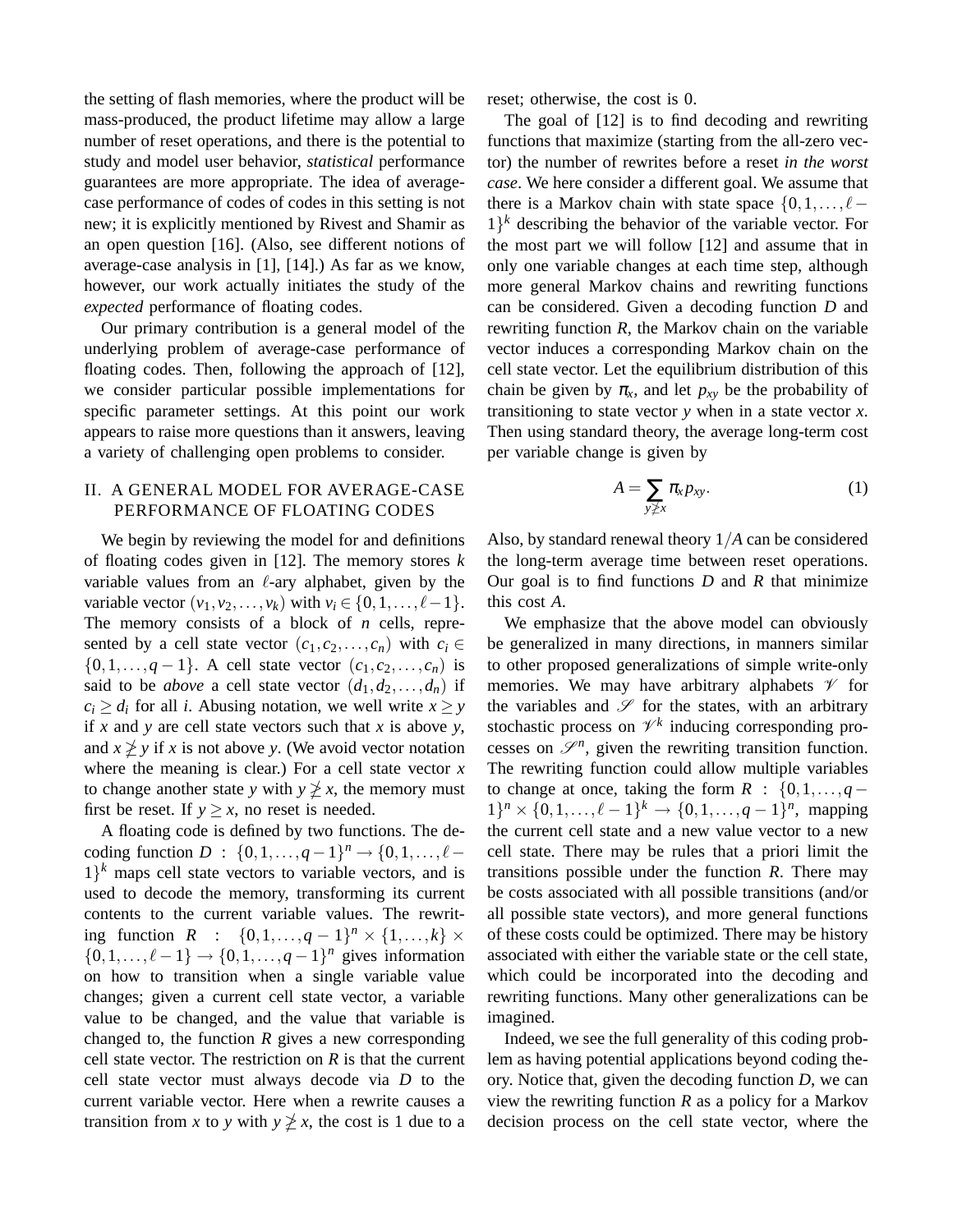the setting of flash memories, where the product will be mass-produced, the product lifetime may allow a large number of reset operations, and there is the potential to study and model user behavior, *statistical* performance guarantees are more appropriate. The idea of average-case performance of codes of codes in this setting is not new; it is explicitly mentioned by Rivest and Shamir as an open question [16]. (Also, see different notions of average-case analysis in [1], [14].) As far as we know, however, our work actually initiates the study of the *expected* performance of floating codes.

Our primary contribution is a general model of the underlying problem of average-case performance of floating codes. Then, following the approach of [12], we consider particular possible implementations for specific parameter settings. At this point our work appears to raise more questions than it answers, leaving a variety of challenging open problems to consider.

## II. A General Model for Average-Case Performance of Floating Codes

We begin by reviewing the model for and definitions of floating codes given in [12]. The memory stores $k$ variable values from an $\ell$-ary alphabet, given by the variable vector $(v_1, v_2, \ldots, v_k)$ with $v_i \in \{0, 1, \ldots, \ell-1\}$. The memory consists of a block of $n$ cells, represented by a cell state vector $(c_1, c_2, \ldots, c_n)$ with $c_i \in \{0, 1, \ldots, q-1\}$. A cell state vector $(c_1, c_2, \ldots, c_n)$ is said to be *above* a cell state vector $(d_1, d_2, \ldots, d_n)$ if $c_i \geq d_i$ for all $i$. Abusing notation, we well write $x \geq y$ if $x$ and $y$ are cell state vectors such that $x$ is above $y$, and $x \not\geq y$ if $x$ is not above $y$. (We avoid vector notation where the meaning is clear.) For a cell state vector $x$ to change another state $y$ with $y \not\geq x$, the memory must first be reset. If $y \geq x$, no reset is needed.

A floating code is defined by two functions. The decoding function $D : \{0, 1, \ldots, q-1\}^n \rightarrow \{0, 1, \ldots, \ell-1\}^k$ maps cell state vectors to variable vectors, and is used to decode the memory, transforming its current contents to the current variable values. The rewriting function $R : \{0, 1, \ldots, q-1\}^n \times \{1, \ldots, k\} \times \{0, 1, \ldots, \ell-1\} \rightarrow \{0, 1, \ldots, q-1\}^n$ gives information on how to transition when a single variable value changes; given a current cell state vector, a variable value to be changed, and the value that variable is changed to, the function $R$ gives a new corresponding cell state vector. The restriction on $R$ is that the current cell state vector must always decode via $D$ to the current variable vector. Here when a rewrite causes a transition from $x$ to $y$ with $y \not\geq x$, the cost is 1 due to a reset; otherwise, the cost is 0.

The goal of [12] is to find decoding and rewriting functions that maximize (starting from the all-zero vector) the number of rewrites before a reset *in the worst case*. We here consider a different goal. We assume that there is a Markov chain with state space $\{0, 1, \ldots, \ell-1\}^k$ describing the behavior of the variable vector. For the most part we will follow [12] and assume that in only one variable changes at each time step, although more general Markov chains and rewriting functions can be considered. Given a decoding function $D$ and rewriting function $R$, the Markov chain on the variable vector induces a corresponding Markov chain on the cell state vector. Let the equilibrium distribution of this chain be given by $\pi_x$, and let $p_{xy}$ be the probability of transitioning to state vector $y$ when in a state vector $x$. Then using standard theory, the average long-term cost per variable change is given by

$$A = \sum_{y \not\geq x} \pi_x p_{xy}. \tag{1}$$

Also, by standard renewal theory $1/A$ can be considered the long-term average time between reset operations. Our goal is to find functions $D$ and $R$ that minimize this cost $A$.

We emphasize that the above model can obviously be generalized in many directions, in manners similar to other proposed generalizations of simple write-only memories. We may have arbitrary alphabets $\mathscr{V}$ for the variables and $\mathscr{S}$ for the states, with an arbitrary stochastic process on $\mathscr{V}^k$ inducing corresponding processes on $\mathscr{S}^n$, given the rewriting transition function. The rewriting function could allow multiple variables to change at once, taking the form $R : \{0, 1, \ldots, q-1\}^n \times \{0, 1, \ldots, \ell-1\}^k \rightarrow \{0, 1, \ldots, q-1\}^n$, mapping the current cell state and a new value vector to a new cell state. There may be rules that a priori limit the transitions possible under the function $R$. There may be costs associated with all possible transitions (and/or all possible state vectors), and more general functions of these costs could be optimized. There may be history associated with either the variable state or the cell state, which could be incorporated into the decoding and rewriting functions. Many other generalizations can be imagined.

Indeed, we see the full generality of this coding problem as having potential applications beyond coding theory. Notice that, given the decoding function $D$, we can view the rewriting function $R$ as a policy for a Markov decision process on the cell state vector, where the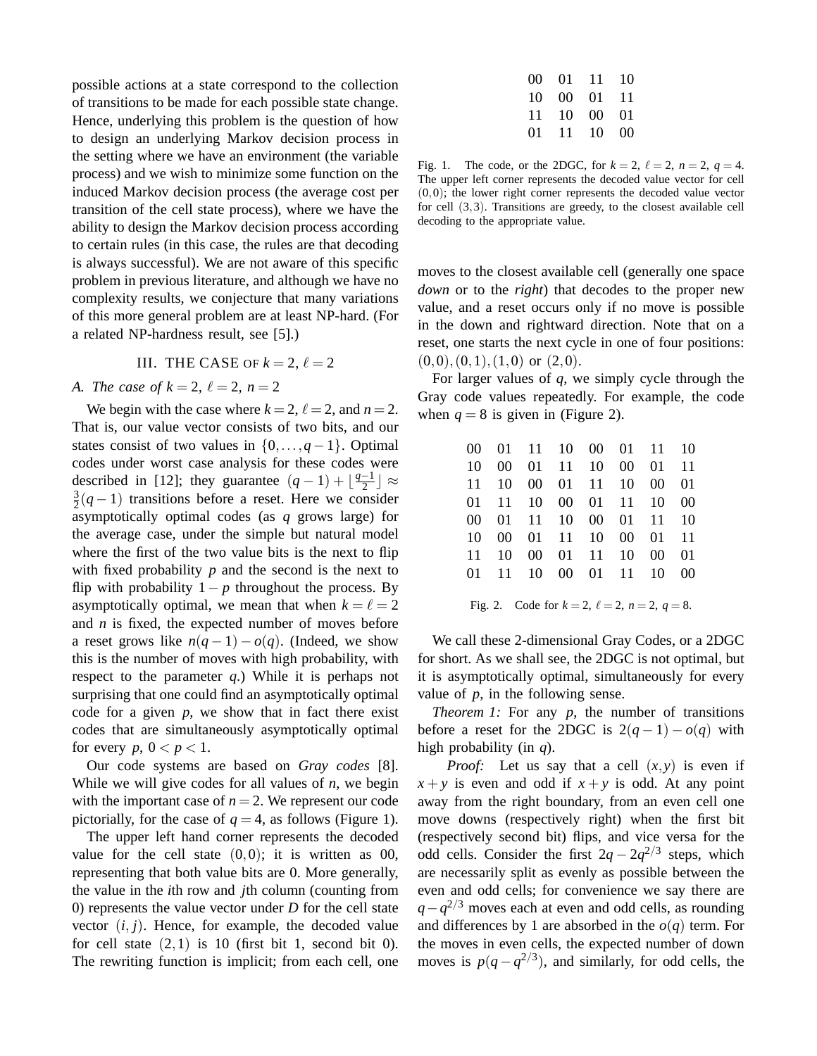possible actions at a state correspond to the collection of transitions to be made for each possible state change. Hence, underlying this problem is the question of how to design an underlying Markov decision process in the setting where we have an environment (the variable process) and we wish to minimize some function on the induced Markov decision process (the average cost per transition of the cell state process), where we have the ability to design the Markov decision process according to certain rules (in this case, the rules are that decoding is always successful). We are not aware of this specific problem in previous literature, and although we have no complexity results, we conjecture that many variations of this more general problem are at least NP-hard. (For a related NP-hardness result, see [5].)

## III. The Case of $k=2$, $\ell=2$

### A. The case of $k=2$, $\ell=2$, $n=2$

We begin with the case where $k=2$, $\ell=2$, and $n=2$. That is, our value vector consists of two bits, and our states consist of two values in $\{0,\ldots,q-1\}$. Optimal codes under worst case analysis for these codes were described in [12]; they guarantee $(q-1)+\lfloor\frac{q-1}{2}\rfloor \approx \frac{3}{2}(q-1)$ transitions before a reset. Here we consider asymptotically optimal codes (as $q$ grows large) for the average case, under the simple but natural model where the first of the two value bits is the next to flip with fixed probability $p$ and the second is the next to flip with probability $1-p$ throughout the process. By asymptotically optimal, we mean that when $k=\ell=2$ and $n$ is fixed, the expected number of moves before a reset grows like $n(q-1)-o(q)$. (Indeed, we show this is the number of moves with high probability, with respect to the parameter $q$.) While it is perhaps not surprising that one could find an asymptotically optimal code for a given $p$, we show that in fact there exist codes that are simultaneously asymptotically optimal for every $p$, $0<p<1$.

Our code systems are based on *Gray codes* [8]. While we will give codes for all values of $n$, we begin with the important case of $n=2$. We represent our code pictorially, for the case of $q=4$, as follows (Figure 1).

| | | | |
|---|---|---|---|
| 00 | 01 | 11 | 10 |
| 10 | 00 | 01 | 11 |
| 11 | 10 | 00 | 01 |
| 01 | 11 | 10 | 00 |

Fig. 1. The code, or the 2DGC, for $k=2$, $\ell=2$, $n=2$, $q=4$. The upper left corner represents the decoded value vector for cell $(0,0)$; the lower right corner represents the decoded value vector for cell $(3,3)$. Transitions are greedy, to the closest available cell decoding to the appropriate value.

The upper left hand corner represents the decoded value for the cell state $(0,0)$; it is written as 00, representing that both value bits are 0. More generally, the value in the $i$th row and $j$th column (counting from 0) represents the value vector under $D$ for the cell state vector $(i,j)$. Hence, for example, the decoded value for cell state $(2,1)$ is 10 (first bit 1, second bit 0). The rewriting function is implicit; from each cell, one moves to the closest available cell (generally one space *down* or to the *right*) that decodes to the proper new value, and a reset occurs only if no move is possible in the down and rightward direction. Note that on a reset, one starts the next cycle in one of four positions: $(0,0),(0,1),(1,0)$ or $(2,0)$.

For larger values of $q$, we simply cycle through the Gray code values repeatedly. For example, the code when $q=8$ is given in (Figure 2).

| | | | | | | | |
|---|---|---|---|---|---|---|---|
| 00 | 01 | 11 | 10 | 00 | 01 | 11 | 10 |
| 10 | 00 | 01 | 11 | 10 | 00 | 01 | 11 |
| 11 | 10 | 00 | 01 | 11 | 10 | 00 | 01 |
| 01 | 11 | 10 | 00 | 01 | 11 | 10 | 00 |
| 00 | 01 | 11 | 10 | 00 | 01 | 11 | 10 |
| 10 | 00 | 01 | 11 | 10 | 00 | 01 | 11 |
| 11 | 10 | 00 | 01 | 11 | 10 | 00 | 01 |
| 01 | 11 | 10 | 00 | 01 | 11 | 10 | 00 |

Fig. 2. Code for $k=2$, $\ell=2$, $n=2$, $q=8$.

We call these 2-dimensional Gray Codes, or a 2DGC for short. As we shall see, the 2DGC is not optimal, but it is asymptotically optimal, simultaneously for every value of $p$, in the following sense.

*Theorem 1:* For any $p$, the number of transitions before a reset for the 2DGC is $2(q-1)-o(q)$ with high probability (in $q$).

*Proof:* Let us say that a cell $(x,y)$ is even if $x+y$ is even and odd if $x+y$ is odd. At any point away from the right boundary, from an even cell one move downs (respectively right) when the first bit (respectively second bit) flips, and vice versa for the odd cells. Consider the first $2q-2q^{2/3}$ steps, which are necessarily split as evenly as possible between the even and odd cells; for convenience we say there are $q-q^{2/3}$ moves each at even and odd cells, as rounding and differences by 1 are absorbed in the $o(q)$ term. For the moves in even cells, the expected number of down moves is $p(q-q^{2/3})$, and similarly, for odd cells, the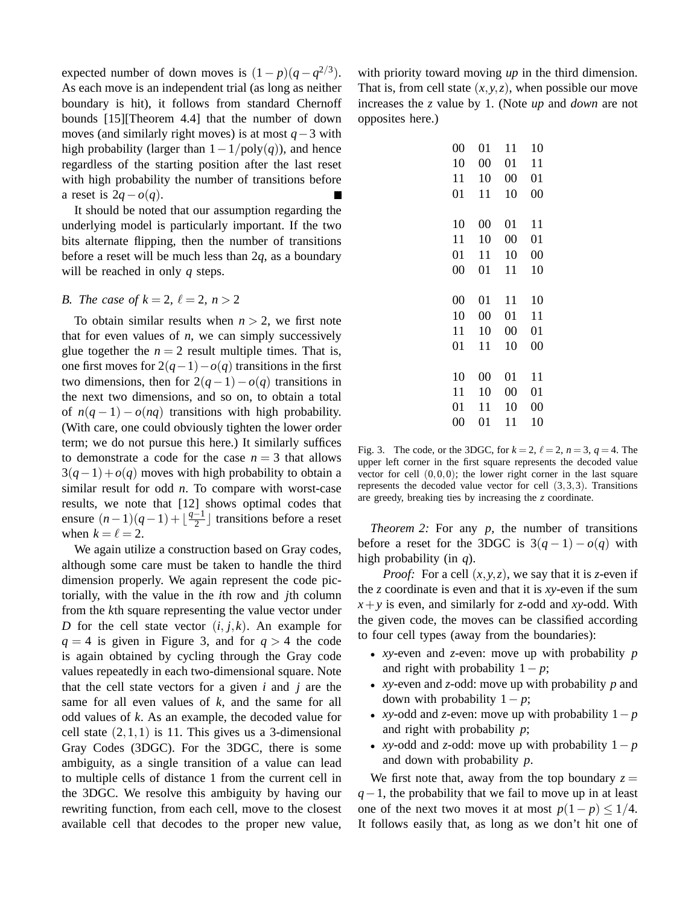expected number of down moves is $(1-p)(q-q^{2/3})$. As each move is an independent trial (as long as neither boundary is hit), it follows from standard Chernoff bounds [15][Theorem 4.4] that the number of down moves (and similarly right moves) is at most $q-3$ with high probability (larger than $1-1/\text{poly}(q)$), and hence regardless of the starting position after the last reset with high probability the number of transitions before a reset is $2q-o(q)$. ■

It should be noted that our assumption regarding the underlying model is particularly important. If the two bits alternate flipping, then the number of transitions before a reset will be much less than $2q$, as a boundary will be reached in only $q$ steps.

### B. The case of $k=2$, $\ell=2$, $n>2$

To obtain similar results when $n>2$, we first note that for even values of $n$, we can simply successively glue together the $n=2$ result multiple times. That is, one first moves for $2(q-1)-o(q)$ transitions in the first two dimensions, then for $2(q-1)-o(q)$ transitions in the next two dimensions, and so on, to obtain a total of $n(q-1)-o(nq)$ transitions with high probability. (With care, one could obviously tighten the lower order term; we do not pursue this here.) It similarly suffices to demonstrate a code for the case $n=3$ that allows $3(q-1)+o(q)$ moves with high probability to obtain a similar result for odd $n$. To compare with worst-case results, we note that [12] shows optimal codes that ensure $(n-1)(q-1)+\lfloor\frac{q-1}{2}\rfloor$ transitions before a reset when $k=\ell=2$.

We again utilize a construction based on Gray codes, although some care must be taken to handle the third dimension properly. We again represent the code pictorially, with the value in the $i$th row and $j$th column from the $k$th square representing the value vector under $D$ for the cell state vector $(i,j,k)$. An example for $q=4$ is given in Figure 3, and for $q>4$ the code is again obtained by cycling through the Gray code values repeatedly in each two-dimensional square. Note that the cell state vectors for a given $i$ and $j$ are the same for all even values of $k$, and the same for all odd values of $k$. As an example, the decoded value for cell state $(2,1,1)$ is 11. This gives us a 3-dimensional Gray Codes (3DGC). For the 3DGC, there is some ambiguity, as a single transition of a value can lead to multiple cells of distance 1 from the current cell in the 3DGC. We resolve this ambiguity by having our rewriting function, from each cell, move to the closest available cell that decodes to the proper new value, with priority toward moving *up* in the third dimension. That is, from cell state $(x,y,z)$, when possible our move increases the $z$ value by 1. (Note *up* and *down* are not opposites here.)

```
00  01  11  10
10  00  01  11
11  10  00  01
01  11  10  00

10  00  01  11
11  10  00  01
01  11  10  00
00  01  11  10

00  01  11  10
10  00  01  11
11  10  00  01
01  11  10  00

10  00  01  11
11  10  00  01
01  11  10  00
00  01  11  10
```

Fig. 3. The code, or the 3DGC, for $k=2$, $\ell=2$, $n=3$, $q=4$. The upper left corner in the first square represents the decoded value vector for cell $(0,0,0)$; the lower right corner in the last square represents the decoded value vector for cell $(3,3,3)$. Transitions are greedy, breaking ties by increasing the $z$ coordinate.

*Theorem 2:* For any $p$, the number of transitions before a reset for the 3DGC is $3(q-1)-o(q)$ with high probability (in $q$).

*Proof:* For a cell $(x,y,z)$, we say that it is $z$-even if the $z$ coordinate is even and that it is $xy$-even if the sum $x+y$ is even, and similarly for $z$-odd and $xy$-odd. With the given code, the moves can be classified according to four cell types (away from the boundaries):

- $xy$-even and $z$-even: move up with probability $p$ and right with probability $1-p$;
- $xy$-even and $z$-odd: move up with probability $p$ and down with probability $1-p$;
- $xy$-odd and $z$-even: move up with probability $1-p$ and right with probability $p$;
- $xy$-odd and $z$-odd: move up with probability $1-p$ and down with probability $p$.

We first note that, away from the top boundary $z=q-1$, the probability that we fail to move up in at least one of the next two moves it at most $p(1-p)\leq 1/4$. It follows easily that, as long as we don't hit one of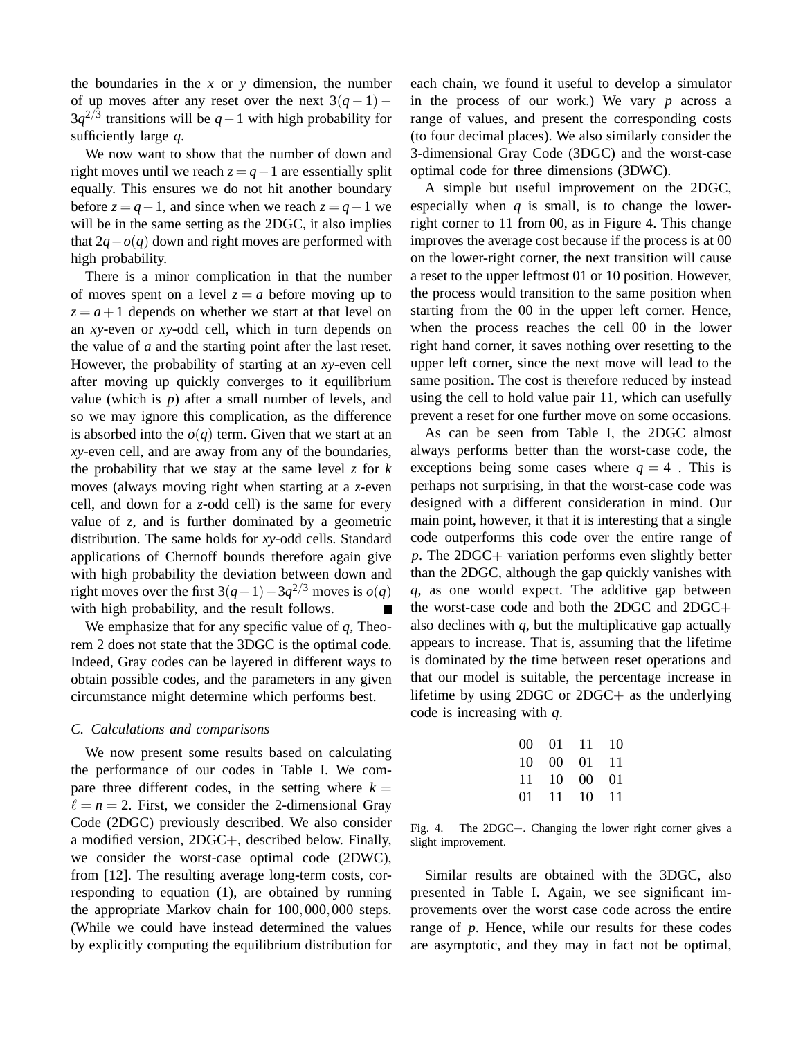the boundaries in the $x$ or $y$ dimension, the number of up moves after any reset over the next $3(q-1)-3q^{2/3}$ transitions will be $q-1$ with high probability for sufficiently large $q$.

We now want to show that the number of down and right moves until we reach $z=q-1$ are essentially split equally. This ensures we do not hit another boundary before $z=q-1$, and since when we reach $z=q-1$ we will be in the same setting as the 2DGC, it also implies that $2q-o(q)$ down and right moves are performed with high probability.

There is a minor complication in that the number of moves spent on a level $z=a$ before moving up to $z=a+1$ depends on whether we start at that level on an $xy$-even or $xy$-odd cell, which in turn depends on the value of $a$ and the starting point after the last reset. However, the probability of starting at an $xy$-even cell after moving up quickly converges to it equilibrium value (which is $p$) after a small number of levels, and so we may ignore this complication, as the difference is absorbed into the $o(q)$ term. Given that we start at an $xy$-even cell, and are away from any of the boundaries, the probability that we stay at the same level $z$ for $k$ moves (always moving right when starting at a $z$-even cell, and down for a $z$-odd cell) is the same for every value of $z$, and is further dominated by a geometric distribution. The same holds for $xy$-odd cells. Standard applications of Chernoff bounds therefore again give with high probability the deviation between down and right moves over the first $3(q-1)-3q^{2/3}$ moves is $o(q)$ with high probability, and the result follows. ∎

We emphasize that for any specific value of $q$, Theorem 2 does not state that the 3DGC is the optimal code. Indeed, Gray codes can be layered in different ways to obtain possible codes, and the parameters in any given circumstance might determine which performs best.

### C. Calculations and comparisons

We now present some results based on calculating the performance of our codes in Table I. We compare three different codes, in the setting where $k=\ell=n=2$. First, we consider the 2-dimensional Gray Code (2DGC) previously described. We also consider a modified version, 2DGC+, described below. Finally, we consider the worst-case optimal code (2DWC), from [12]. The resulting average long-term costs, corresponding to equation (1), are obtained by running the appropriate Markov chain for $100,000,000$ steps. (While we could have instead determined the values by explicitly computing the equilibrium distribution for each chain, we found it useful to develop a simulator in the process of our work.) We vary $p$ across a range of values, and present the corresponding costs (to four decimal places). We also similarly consider the 3-dimensional Gray Code (3DGC) and the worst-case optimal code for three dimensions (3DWC).

A simple but useful improvement on the 2DGC, especially when $q$ is small, is to change the lower-right corner to 11 from 00, as in Figure 4. This change improves the average cost because if the process is at 00 on the lower-right corner, the next transition will cause a reset to the upper leftmost 01 or 10 position. However, the process would transition to the same position when starting from the 00 in the upper left corner. Hence, when the process reaches the cell 00 in the lower right hand corner, it saves nothing over resetting to the upper left corner, since the next move will lead to the same position. The cost is therefore reduced by instead using the cell to hold value pair 11, which can usefully prevent a reset for one further move on some occasions.

As can be seen from Table I, the 2DGC almost always performs better than the worst-case code, the exceptions being some cases where $q=4$ . This is perhaps not surprising, in that the worst-case code was designed with a different consideration in mind. Our main point, however, it that it is interesting that a single code outperforms this code over the entire range of $p$. The 2DGC+ variation performs even slightly better than the 2DGC, although the gap quickly vanishes with $q$, as one would expect. The additive gap between the worst-case code and both the 2DGC and 2DGC+ also declines with $q$, but the multiplicative gap actually appears to increase. That is, assuming that the lifetime is dominated by the time between reset operations and that our model is suitable, the percentage increase in lifetime by using 2DGC or 2DGC+ as the underlying code is increasing with $q$.

| | | | |
|---|---|---|---|
| 00 | 01 | 11 | 10 |
| 10 | 00 | 01 | 11 |
| 11 | 10 | 00 | 01 |
| 01 | 11 | 10 | 11 |

Fig. 4. The 2DGC+. Changing the lower right corner gives a slight improvement.

Similar results are obtained with the 3DGC, also presented in Table I. Again, we see significant improvements over the worst case code across the entire range of $p$. Hence, while our results for these codes are asymptotic, and they may in fact not be optimal,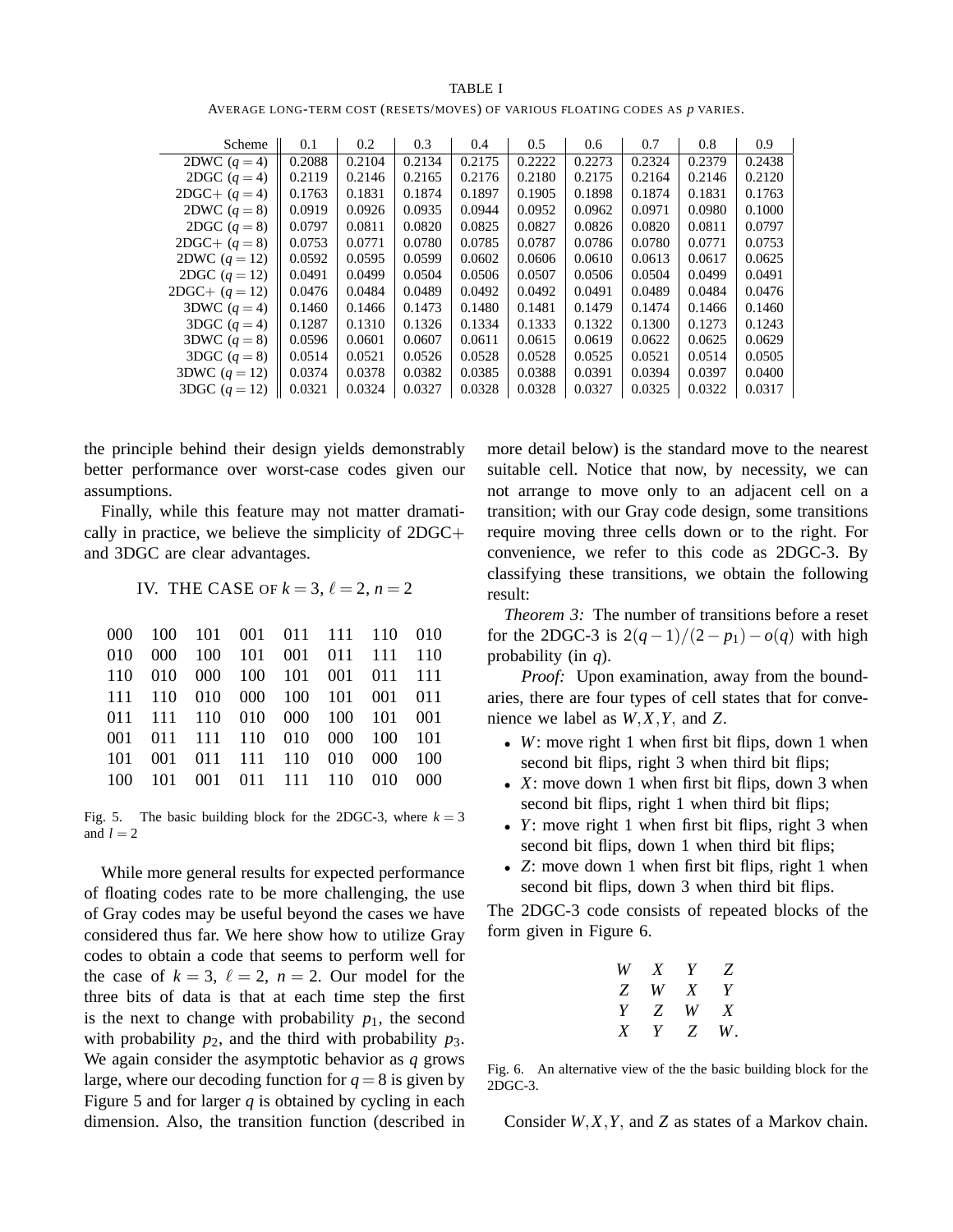TABLE I

AVERAGE LONG-TERM COST (RESETS/MOVES) OF VARIOUS FLOATING CODES AS $p$ VARIES.

| Scheme | 0.1 | 0.2 | 0.3 | 0.4 | 0.5 | 0.6 | 0.7 | 0.8 | 0.9 |
|---|---|---|---|---|---|---|---|---|---|
| 2DWC ($q=4$) | 0.2088 | 0.2104 | 0.2134 | 0.2175 | 0.2222 | 0.2273 | 0.2324 | 0.2379 | 0.2438 |
| 2DGC ($q=4$) | 0.2119 | 0.2146 | 0.2165 | 0.2176 | 0.2180 | 0.2175 | 0.2164 | 0.2146 | 0.2120 |
| 2DGC+ ($q=4$) | 0.1763 | 0.1831 | 0.1874 | 0.1897 | 0.1905 | 0.1898 | 0.1874 | 0.1831 | 0.1763 |
| 2DWC ($q=8$) | 0.0919 | 0.0926 | 0.0935 | 0.0944 | 0.0952 | 0.0962 | 0.0971 | 0.0980 | 0.1000 |
| 2DGC ($q=8$) | 0.0797 | 0.0811 | 0.0820 | 0.0825 | 0.0827 | 0.0826 | 0.0820 | 0.0811 | 0.0797 |
| 2DGC+ ($q=8$) | 0.0753 | 0.0771 | 0.0780 | 0.0785 | 0.0787 | 0.0786 | 0.0780 | 0.0771 | 0.0753 |
| 2DWC ($q=12$) | 0.0592 | 0.0595 | 0.0599 | 0.0602 | 0.0606 | 0.0610 | 0.0613 | 0.0617 | 0.0625 |
| 2DGC ($q=12$) | 0.0491 | 0.0499 | 0.0504 | 0.0506 | 0.0507 | 0.0506 | 0.0504 | 0.0499 | 0.0491 |
| 2DGC+ ($q=12$) | 0.0476 | 0.0484 | 0.0489 | 0.0492 | 0.0492 | 0.0491 | 0.0489 | 0.0484 | 0.0476 |
| 3DWC ($q=4$) | 0.1460 | 0.1466 | 0.1473 | 0.1480 | 0.1481 | 0.1479 | 0.1474 | 0.1466 | 0.1460 |
| 3DGC ($q=4$) | 0.1287 | 0.1310 | 0.1326 | 0.1334 | 0.1333 | 0.1322 | 0.1300 | 0.1273 | 0.1243 |
| 3DWC ($q=8$) | 0.0596 | 0.0601 | 0.0607 | 0.0611 | 0.0615 | 0.0619 | 0.0622 | 0.0625 | 0.0629 |
| 3DGC ($q=8$) | 0.0514 | 0.0521 | 0.0526 | 0.0528 | 0.0528 | 0.0525 | 0.0521 | 0.0514 | 0.0505 |
| 3DWC ($q=12$) | 0.0374 | 0.0378 | 0.0382 | 0.0385 | 0.0388 | 0.0391 | 0.0394 | 0.0397 | 0.0400 |
| 3DGC ($q=12$) | 0.0321 | 0.0324 | 0.0327 | 0.0328 | 0.0328 | 0.0327 | 0.0325 | 0.0322 | 0.0317 |

the principle behind their design yields demonstrably better performance over worst-case codes given our assumptions.

Finally, while this feature may not matter dramatically in practice, we believe the simplicity of 2DGC+ and 3DGC are clear advantages.

## IV. THE CASE OF $k=3$, $\ell=2$, $n=2$

| | | | | | | | |
|---|---|---|---|---|---|---|---|
| 000 | 100 | 101 | 001 | 011 | 111 | 110 | 010 |
| 010 | 000 | 100 | 101 | 001 | 011 | 111 | 110 |
| 110 | 010 | 000 | 100 | 101 | 001 | 011 | 111 |
| 111 | 110 | 010 | 000 | 100 | 101 | 001 | 011 |
| 011 | 111 | 110 | 010 | 000 | 100 | 101 | 001 |
| 001 | 011 | 111 | 110 | 010 | 000 | 100 | 101 |
| 101 | 001 | 011 | 111 | 110 | 010 | 000 | 100 |
| 100 | 101 | 001 | 011 | 111 | 110 | 010 | 000 |

Fig. 5. The basic building block for the 2DGC-3, where $k=3$ and $l=2$

While more general results for expected performance of floating codes rate to be more challenging, the use of Gray codes may be useful beyond the cases we have considered thus far. We here show how to utilize Gray codes to obtain a code that seems to perform well for the case of $k=3$, $\ell=2$, $n=2$. Our model for the three bits of data is that at each time step the first is the next to change with probability $p_1$, the second with probability $p_2$, and the third with probability $p_3$. We again consider the asymptotic behavior as $q$ grows large, where our decoding function for $q=8$ is given by Figure 5 and for larger $q$ is obtained by cycling in each dimension. Also, the transition function (described in more detail below) is the standard move to the nearest suitable cell. Notice that now, by necessity, we can not arrange to move only to an adjacent cell on a transition; with our Gray code design, some transitions require moving three cells down or to the right. For convenience, we refer to this code as 2DGC-3. By classifying these transitions, we obtain the following result:

*Theorem 3:* The number of transitions before a reset for the 2DGC-3 is $2(q-1)/(2-p_1)-o(q)$ with high probability (in $q$).

*Proof:* Upon examination, away from the boundaries, there are four types of cell states that for convenience we label as $W, X, Y$, and $Z$.

- $W$: move right 1 when first bit flips, down 1 when second bit flips, right 3 when third bit flips;
- $X$: move down 1 when first bit flips, down 3 when second bit flips, right 1 when third bit flips;
- $Y$: move right 1 when first bit flips, right 3 when second bit flips, down 1 when third bit flips;
- $Z$: move down 1 when first bit flips, right 1 when second bit flips, down 3 when third bit flips.

The 2DGC-3 code consists of repeated blocks of the form given in Figure 6.

$$\begin{matrix} W & X & Y & Z \\ Z & W & X & Y \\ Y & Z & W & X \\ X & Y & Z & W. \end{matrix}$$

Fig. 6. An alternative view of the the basic building block for the 2DGC-3.

Consider $W, X, Y$, and $Z$ as states of a Markov chain.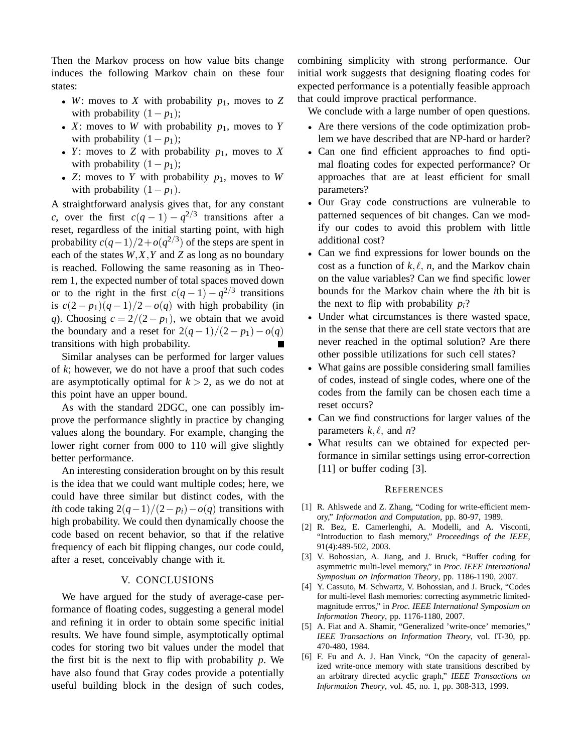Then the Markov process on how value bits change induces the following Markov chain on these four states:

- $W$: moves to $X$ with probability $p_1$, moves to $Z$ with probability $(1-p_1)$;
- $X$: moves to $W$ with probability $p_1$, moves to $Y$ with probability $(1-p_1)$;
- $Y$: moves to $Z$ with probability $p_1$, moves to $X$ with probability $(1-p_1)$;
- $Z$: moves to $Y$ with probability $p_1$, moves to $W$ with probability $(1-p_1)$.

A straightforward analysis gives that, for any constant $c$, over the first $c(q-1)-q^{2/3}$ transitions after a reset, regardless of the initial starting point, with high probability $c(q-1)/2+o(q^{2/3})$ of the steps are spent in each of the states $W, X, Y$ and $Z$ as long as no boundary is reached. Following the same reasoning as in Theorem 1, the expected number of total spaces moved down or to the right in the first $c(q-1)-q^{2/3}$ transitions is $c(2-p_1)(q-1)/2-o(q)$ with high probability (in $q$). Choosing $c = 2/(2-p_1)$, we obtain that we avoid the boundary and a reset for $2(q-1)/(2-p_1)-o(q)$ transitions with high probability. ■

Similar analyses can be performed for larger values of $k$; however, we do not have a proof that such codes are asymptotically optimal for $k > 2$, as we do not at this point have an upper bound.

As with the standard 2DGC, one can possibly improve the performance slightly in practice by changing values along the boundary. For example, changing the lower right corner from 000 to 110 will give slightly better performance.

An interesting consideration brought on by this result is the idea that we could want multiple codes; here, we could have three similar but distinct codes, with the $i$th code taking $2(q-1)/(2-p_i)-o(q)$ transitions with high probability. We could then dynamically choose the code based on recent behavior, so that if the relative frequency of each bit flipping changes, our code could, after a reset, conceivably change with it.

## V. Conclusions

We have argued for the study of average-case performance of floating codes, suggesting a general model and refining it in order to obtain some specific initial results. We have found simple, asymptotically optimal codes for storing two bit values under the model that the first bit is the next to flip with probability $p$. We have also found that Gray codes provide a potentially useful building block in the design of such codes, combining simplicity with strong performance. Our initial work suggests that designing floating codes for expected performance is a potentially feasible approach that could improve practical performance.

We conclude with a large number of open questions.

- Are there versions of the code optimization problem we have described that are NP-hard or harder?
- Can one find efficient approaches to find optimal floating codes for expected performance? Or approaches that are at least efficient for small parameters?
- Our Gray code constructions are vulnerable to patterned sequences of bit changes. Can we modify our codes to avoid this problem with little additional cost?
- Can we find expressions for lower bounds on the cost as a function of $k, \ell, n$, and the Markov chain on the value variables? Can we find specific lower bounds for the Markov chain where the $i$th bit is the next to flip with probability $p_i$?
- Under what circumstances is there wasted space, in the sense that there are cell state vectors that are never reached in the optimal solution? Are there other possible utilizations for such cell states?
- What gains are possible considering small families of codes, instead of single codes, where one of the codes from the family can be chosen each time a reset occurs?
- Can we find constructions for larger values of the parameters $k, \ell,$ and $n$?
- What results can we obtained for expected performance in similar settings using error-correction [11] or buffer coding [3].

## References

[1] R. Ahlswede and Z. Zhang, "Coding for write-efficient memory," *Information and Computation*, pp. 80-97, 1989.

[2] R. Bez, E. Camerlenghi, A. Modelli, and A. Visconti, "Introduction to flash memory," *Proceedings of the IEEE*, 91(4):489-502, 2003.

[3] V. Bohossian, A. Jiang, and J. Bruck, "Buffer coding for asymmetric multi-level memory," in *Proc. IEEE International Symposium on Information Theory*, pp. 1186-1190, 2007.

[4] Y. Cassuto, M. Schwartz, V. Bohossian, and J. Bruck, "Codes for multi-level flash memories: correcting asymmetric limited-magnitude errros," in *Proc. IEEE International Symposium on Information Theory*, pp. 1176-1180, 2007.

[5] A. Fiat and A. Shamir, "Generalized 'write-once' memories," *IEEE Transactions on Information Theory*, vol. IT-30, pp. 470-480, 1984.

[6] F. Fu and A. J. Han Vinck, "On the capacity of generalized write-once memory with state transitions described by an arbitrary directed acyclic graph," *IEEE Transactions on Information Theory*, vol. 45, no. 1, pp. 308-313, 1999.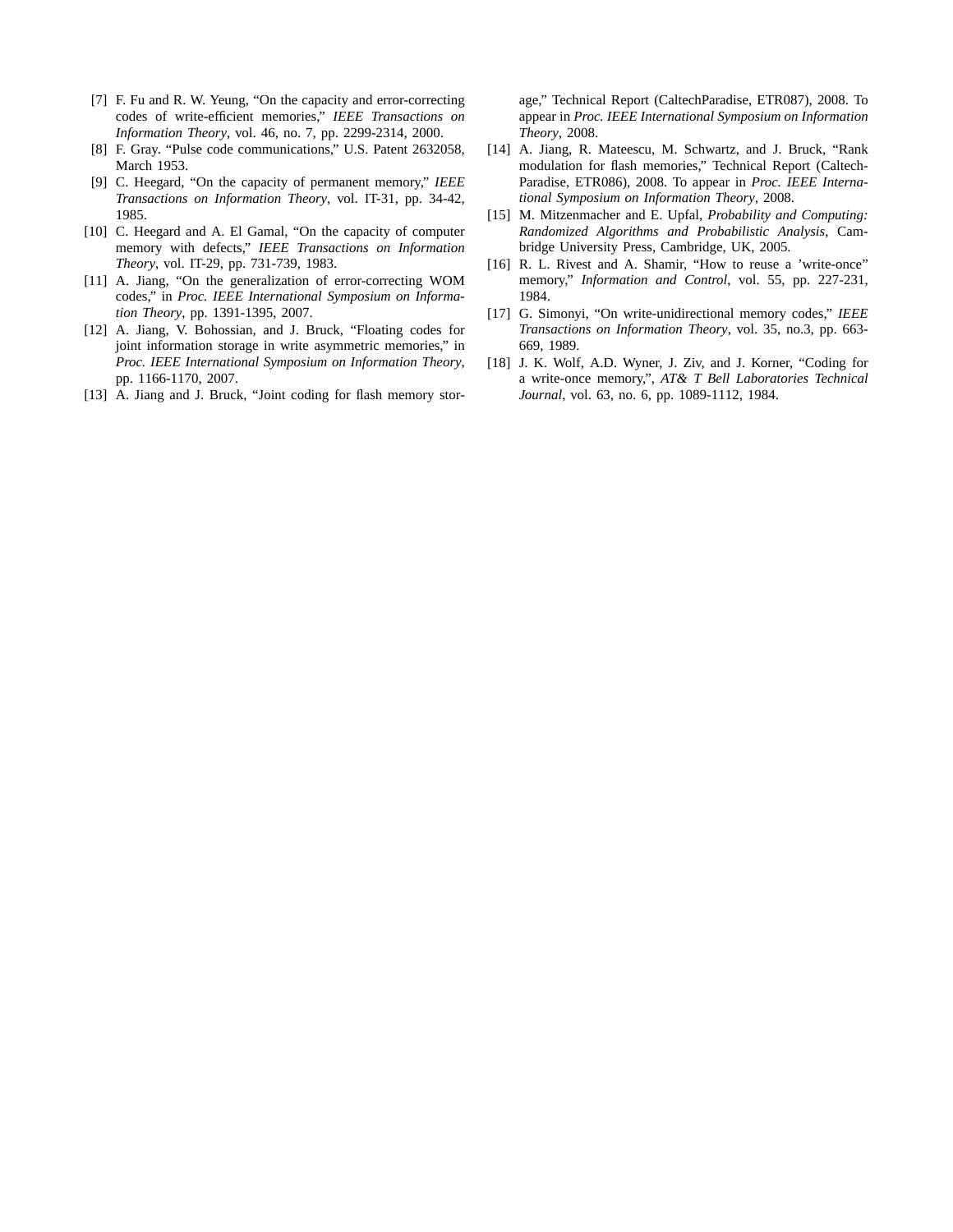[7] F. Fu and R. W. Yeung, "On the capacity and error-correcting codes of write-efficient memories," *IEEE Transactions on Information Theory*, vol. 46, no. 7, pp. 2299-2314, 2000.

[8] F. Gray. "Pulse code communications," U.S. Patent 2632058, March 1953.

[9] C. Heegard, "On the capacity of permanent memory," *IEEE Transactions on Information Theory*, vol. IT-31, pp. 34-42, 1985.

[10] C. Heegard and A. El Gamal, "On the capacity of computer memory with defects," *IEEE Transactions on Information Theory*, vol. IT-29, pp. 731-739, 1983.

[11] A. Jiang, "On the generalization of error-correcting WOM codes," in *Proc. IEEE International Symposium on Information Theory*, pp. 1391-1395, 2007.

[12] A. Jiang, V. Bohossian, and J. Bruck, "Floating codes for joint information storage in write asymmetric memories," in *Proc. IEEE International Symposium on Information Theory*, pp. 1166-1170, 2007.

[13] A. Jiang and J. Bruck, "Joint coding for flash memory storage," Technical Report (CaltechParadise, ETR087), 2008. To appear in *Proc. IEEE International Symposium on Information Theory*, 2008.

[14] A. Jiang, R. Mateescu, M. Schwartz, and J. Bruck, "Rank modulation for flash memories," Technical Report (Caltech-Paradise, ETR086), 2008. To appear in *Proc. IEEE International Symposium on Information Theory*, 2008.

[15] M. Mitzenmacher and E. Upfal, *Probability and Computing: Randomized Algorithms and Probabilistic Analysis*, Cambridge University Press, Cambridge, UK, 2005.

[16] R. L. Rivest and A. Shamir, "How to reuse a 'write-once" memory," *Information and Control*, vol. 55, pp. 227-231, 1984.

[17] G. Simonyi, "On write-unidirectional memory codes," *IEEE Transactions on Information Theory*, vol. 35, no.3, pp. 663-669, 1989.

[18] J. K. Wolf, A.D. Wyner, J. Ziv, and J. Korner, "Coding for a write-once memory,", *AT& T Bell Laboratories Technical Journal*, vol. 63, no. 6, pp. 1089-1112, 1984.